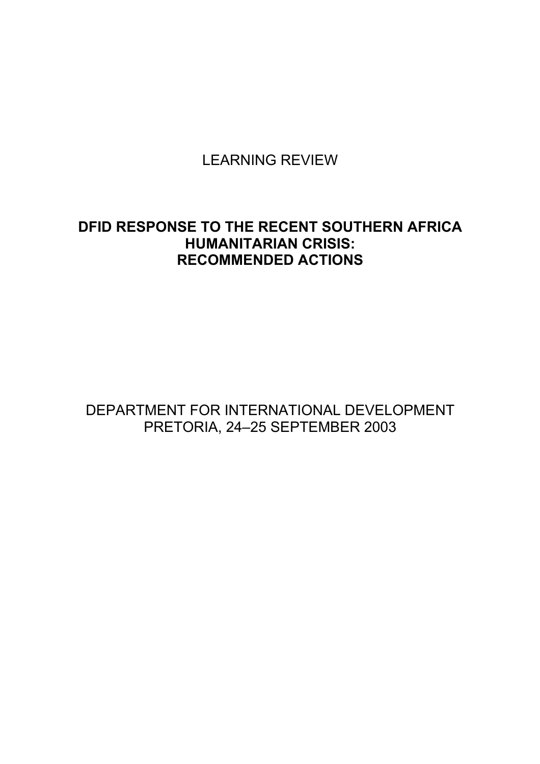LEARNING REVIEW

# DFID RESPONSE TO THE RECENT SOUTHERN AFRICA HUMANITARIAN CRISIS: RECOMMENDED ACTIONS

DEPARTMENT FOR INTERNATIONAL DEVELOPMENT
PRETORIA, 24–25 SEPTEMBER 2003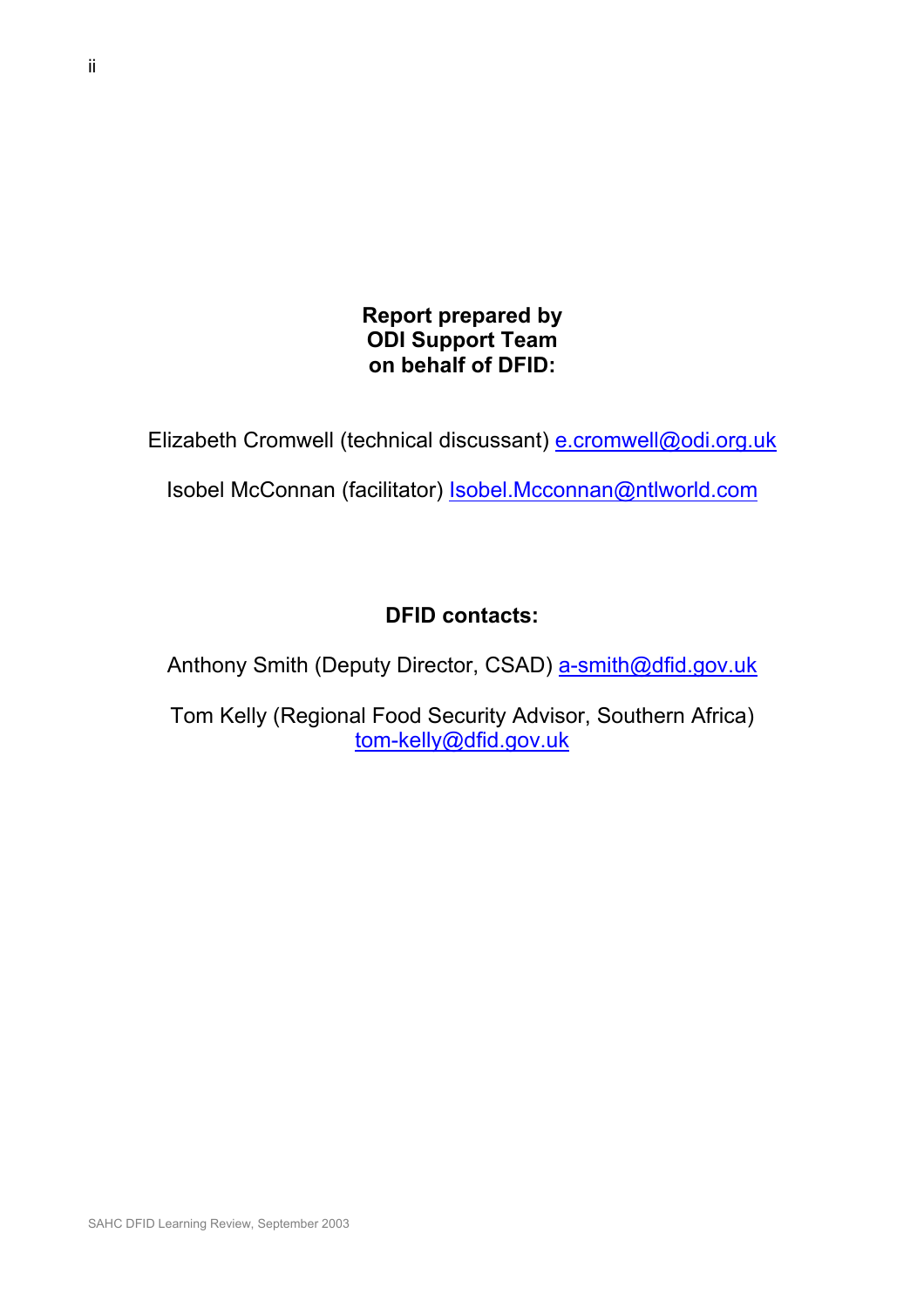**Report prepared by**
**ODI Support Team**
**on behalf of DFID:**

Elizabeth Cromwell (technical discussant) e.cromwell@odi.org.uk

Isobel McConnan (facilitator) Isobel.Mcconnan@ntlworld.com

**DFID contacts:**

Anthony Smith (Deputy Director, CSAD) a-smith@dfid.gov.uk

Tom Kelly (Regional Food Security Advisor, Southern Africa)
tom-kelly@dfid.gov.uk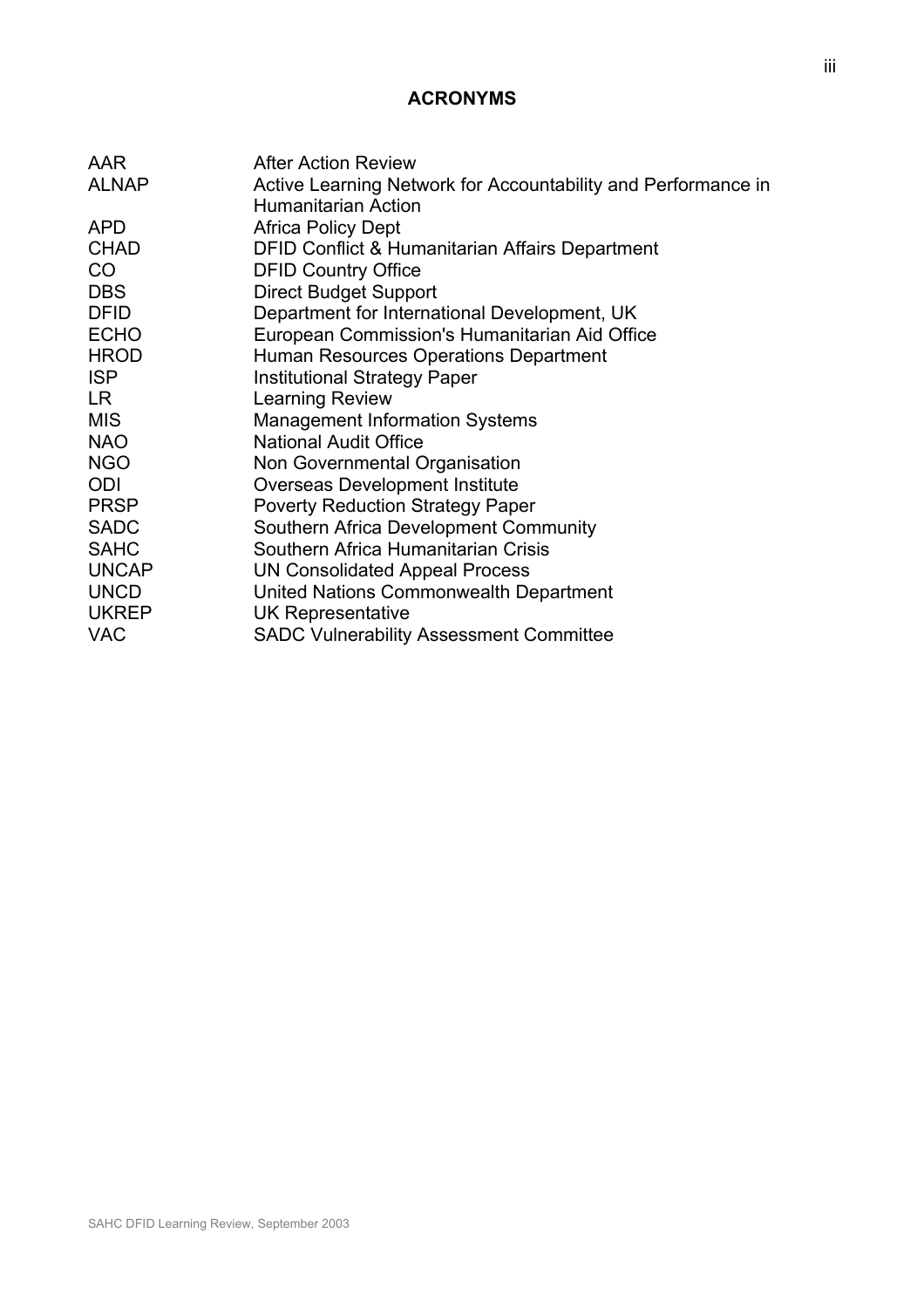## ACRONYMS

| | |
|---|---|
| AAR | After Action Review |
| ALNAP | Active Learning Network for Accountability and Performance in Humanitarian Action |
| APD | Africa Policy Dept |
| CHAD | DFID Conflict & Humanitarian Affairs Department |
| CO | DFID Country Office |
| DBS | Direct Budget Support |
| DFID | Department for International Development, UK |
| ECHO | European Commission's Humanitarian Aid Office |
| HROD | Human Resources Operations Department |
| ISP | Institutional Strategy Paper |
| LR | Learning Review |
| MIS | Management Information Systems |
| NAO | National Audit Office |
| NGO | Non Governmental Organisation |
| ODI | Overseas Development Institute |
| PRSP | Poverty Reduction Strategy Paper |
| SADC | Southern Africa Development Community |
| SAHC | Southern Africa Humanitarian Crisis |
| UNCAP | UN Consolidated Appeal Process |
| UNCD | United Nations Commonwealth Department |
| UKREP | UK Representative |
| VAC | SADC Vulnerability Assessment Committee |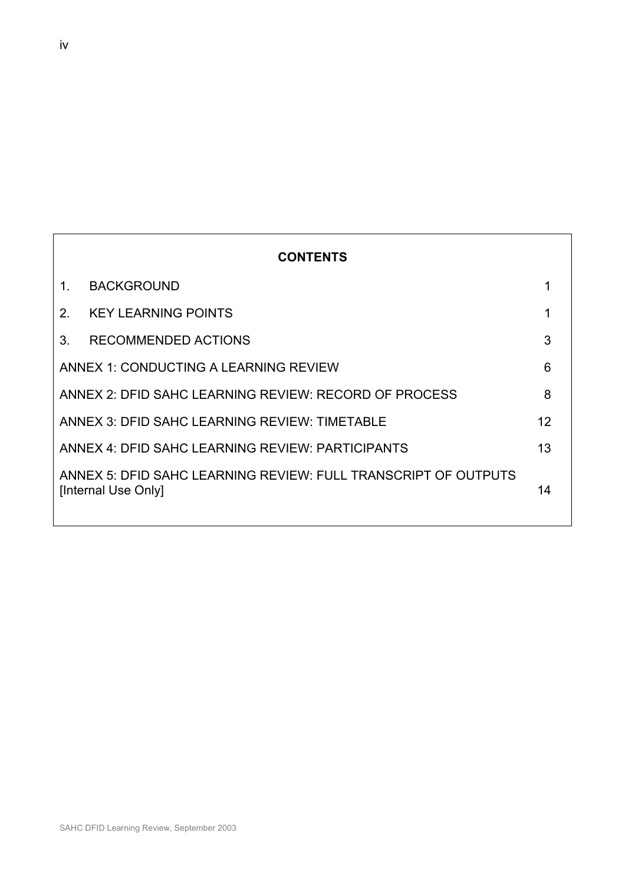## CONTENTS

| | | |
|---|---|---|
| 1. | BACKGROUND | 1 |
| 2. | KEY LEARNING POINTS | 1 |
| 3. | RECOMMENDED ACTIONS | 3 |
| ANNEX 1: CONDUCTING A LEARNING REVIEW | | 6 |
| ANNEX 2: DFID SAHC LEARNING REVIEW: RECORD OF PROCESS | | 8 |
| ANNEX 3: DFID SAHC LEARNING REVIEW: TIMETABLE | | 12 |
| ANNEX 4: DFID SAHC LEARNING REVIEW: PARTICIPANTS | | 13 |
| ANNEX 5: DFID SAHC LEARNING REVIEW: FULL TRANSCRIPT OF OUTPUTS [Internal Use Only] | | 14 |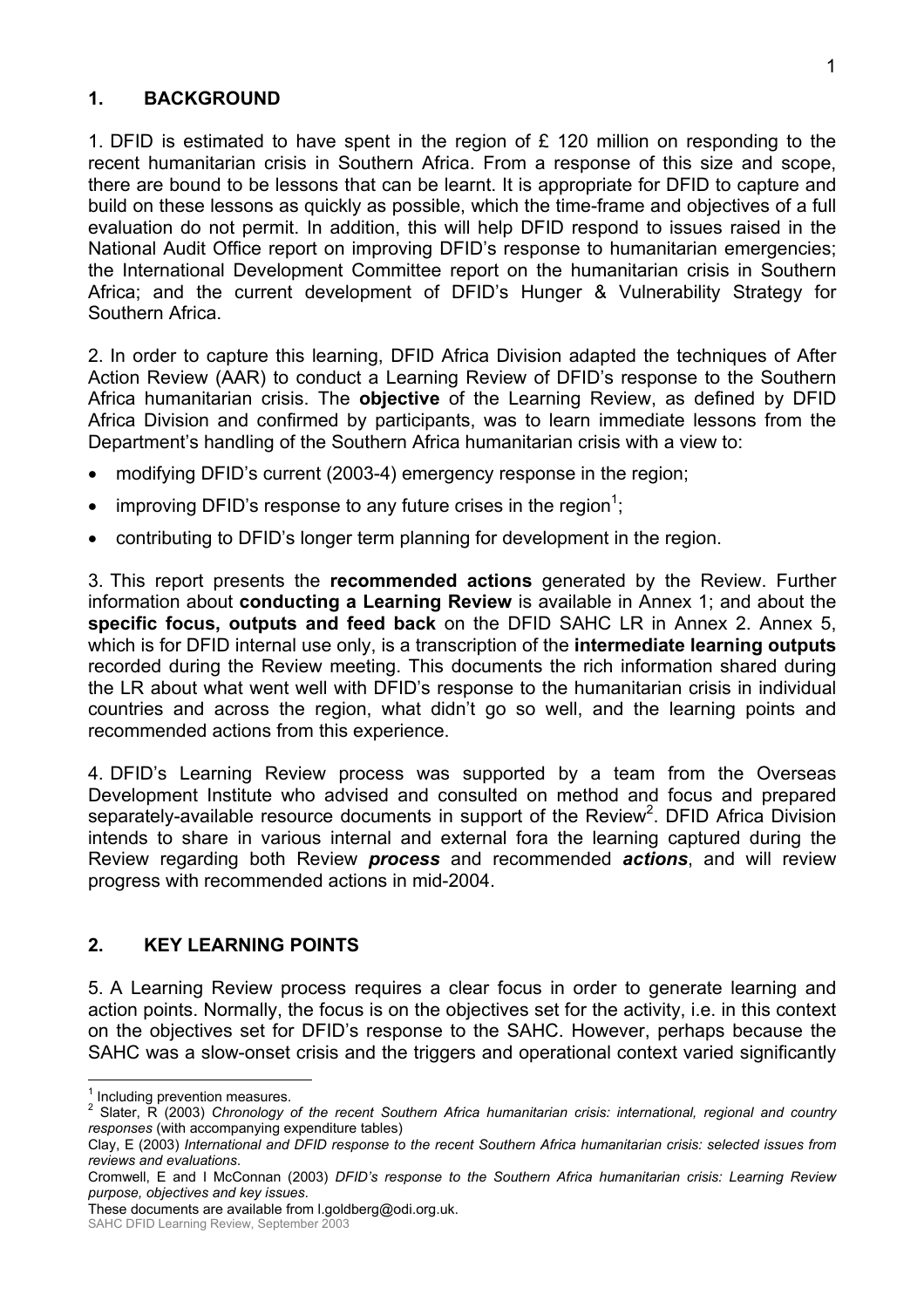## 1. BACKGROUND

1. DFID is estimated to have spent in the region of £ 120 million on responding to the recent humanitarian crisis in Southern Africa. From a response of this size and scope, there are bound to be lessons that can be learnt. It is appropriate for DFID to capture and build on these lessons as quickly as possible, which the time-frame and objectives of a full evaluation do not permit. In addition, this will help DFID respond to issues raised in the National Audit Office report on improving DFID's response to humanitarian emergencies; the International Development Committee report on the humanitarian crisis in Southern Africa; and the current development of DFID's Hunger & Vulnerability Strategy for Southern Africa.

2. In order to capture this learning, DFID Africa Division adapted the techniques of After Action Review (AAR) to conduct a Learning Review of DFID's response to the Southern Africa humanitarian crisis. The **objective** of the Learning Review, as defined by DFID Africa Division and confirmed by participants, was to learn immediate lessons from the Department's handling of the Southern Africa humanitarian crisis with a view to:

- modifying DFID's current (2003-4) emergency response in the region;
- improving DFID's response to any future crises in the region[1];
- contributing to DFID's longer term planning for development in the region.

3. This report presents the **recommended actions** generated by the Review. Further information about **conducting a Learning Review** is available in Annex 1; and about the **specific focus, outputs and feed back** on the DFID SAHC LR in Annex 2. Annex 5, which is for DFID internal use only, is a transcription of the **intermediate learning outputs** recorded during the Review meeting. This documents the rich information shared during the LR about what went well with DFID's response to the humanitarian crisis in individual countries and across the region, what didn't go so well, and the learning points and recommended actions from this experience.

4. DFID's Learning Review process was supported by a team from the Overseas Development Institute who advised and consulted on method and focus and prepared separately-available resource documents in support of the Review[2]. DFID Africa Division intends to share in various internal and external fora the learning captured during the Review regarding both Review ***process*** and recommended ***actions***, and will review progress with recommended actions in mid-2004.

## 2. KEY LEARNING POINTS

5. A Learning Review process requires a clear focus in order to generate learning and action points. Normally, the focus is on the objectives set for the activity, i.e. in this context on the objectives set for DFID's response to the SAHC. However, perhaps because the SAHC was a slow-onset crisis and the triggers and operational context varied significantly

---

[1] Including prevention measures.

[2] Slater, R (2003) *Chronology of the recent Southern Africa humanitarian crisis: international, regional and country responses* (with accompanying expenditure tables)

Clay, E (2003) *International and DFID response to the recent Southern Africa humanitarian crisis: selected issues from reviews and evaluations*.

Cromwell, E and I McConnan (2003) *DFID's response to the Southern Africa humanitarian crisis: Learning Review purpose, objectives and key issues*.

These documents are available from l.goldberg@odi.org.uk.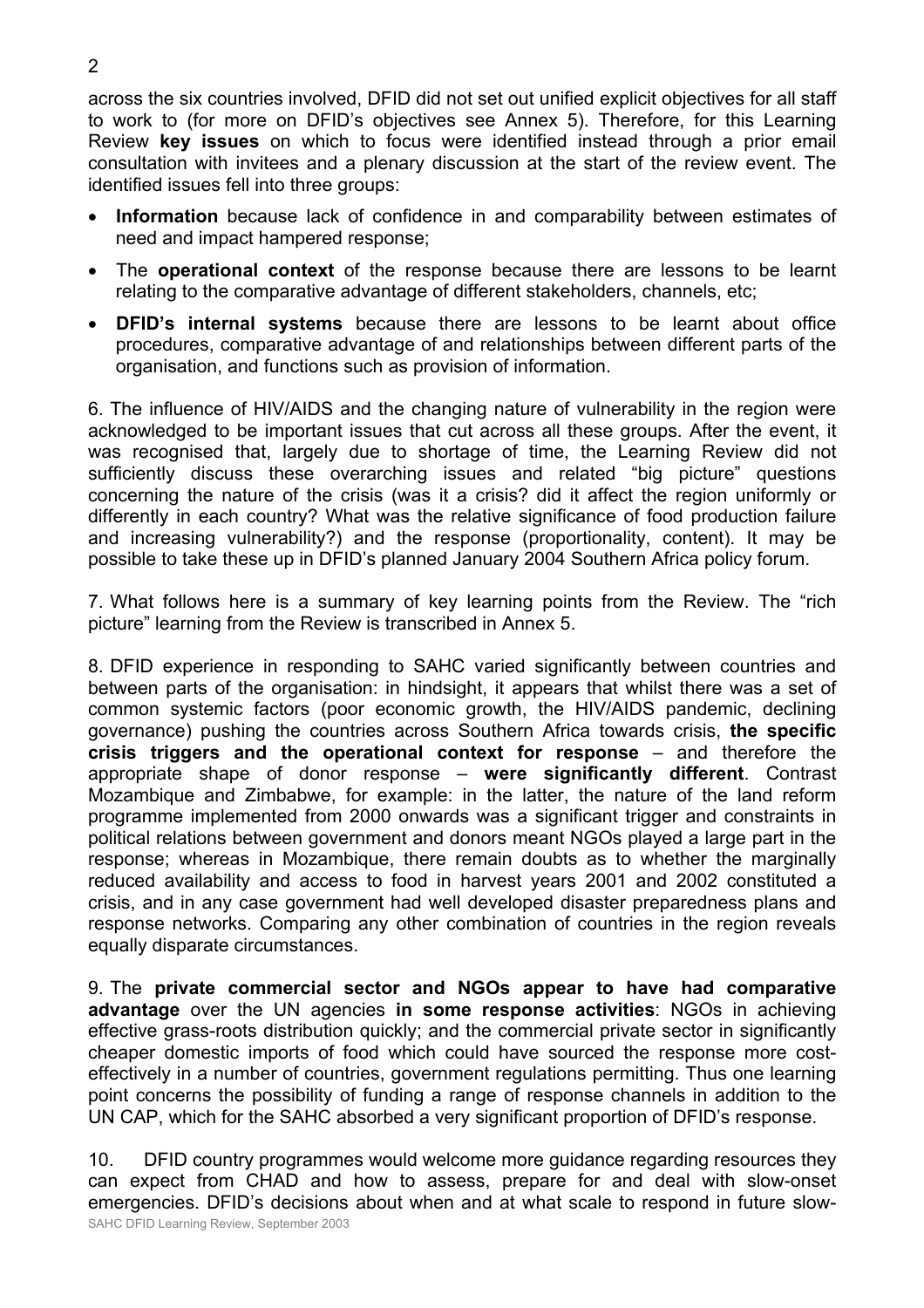across the six countries involved, DFID did not set out unified explicit objectives for all staff to work to (for more on DFID's objectives see Annex 5). Therefore, for this Learning Review **key issues** on which to focus were identified instead through a prior email consultation with invitees and a plenary discussion at the start of the review event. The identified issues fell into three groups:

- **Information** because lack of confidence in and comparability between estimates of need and impact hampered response;
- The **operational context** of the response because there are lessons to be learnt relating to the comparative advantage of different stakeholders, channels, etc;
- **DFID's internal systems** because there are lessons to be learnt about office procedures, comparative advantage of and relationships between different parts of the organisation, and functions such as provision of information.

6. The influence of HIV/AIDS and the changing nature of vulnerability in the region were acknowledged to be important issues that cut across all these groups. After the event, it was recognised that, largely due to shortage of time, the Learning Review did not sufficiently discuss these overarching issues and related "big picture" questions concerning the nature of the crisis (was it a crisis? did it affect the region uniformly or differently in each country? What was the relative significance of food production failure and increasing vulnerability?) and the response (proportionality, content). It may be possible to take these up in DFID's planned January 2004 Southern Africa policy forum.

7. What follows here is a summary of key learning points from the Review. The "rich picture" learning from the Review is transcribed in Annex 5.

8. DFID experience in responding to SAHC varied significantly between countries and between parts of the organisation: in hindsight, it appears that whilst there was a set of common systemic factors (poor economic growth, the HIV/AIDS pandemic, declining governance) pushing the countries across Southern Africa towards crisis, **the specific crisis triggers and the operational context for response** – and therefore the appropriate shape of donor response – **were significantly different**. Contrast Mozambique and Zimbabwe, for example: in the latter, the nature of the land reform programme implemented from 2000 onwards was a significant trigger and constraints in political relations between government and donors meant NGOs played a large part in the response; whereas in Mozambique, there remain doubts as to whether the marginally reduced availability and access to food in harvest years 2001 and 2002 constituted a crisis, and in any case government had well developed disaster preparedness plans and response networks. Comparing any other combination of countries in the region reveals equally disparate circumstances.

9. The **private commercial sector and NGOs appear to have had comparative advantage** over the UN agencies **in some response activities**: NGOs in achieving effective grass-roots distribution quickly; and the commercial private sector in significantly cheaper domestic imports of food which could have sourced the response more cost-effectively in a number of countries, government regulations permitting. Thus one learning point concerns the possibility of funding a range of response channels in addition to the UN CAP, which for the SAHC absorbed a very significant proportion of DFID's response.

10. DFID country programmes would welcome more guidance regarding resources they can expect from CHAD and how to assess, prepare for and deal with slow-onset emergencies. DFID's decisions about when and at what scale to respond in future slow-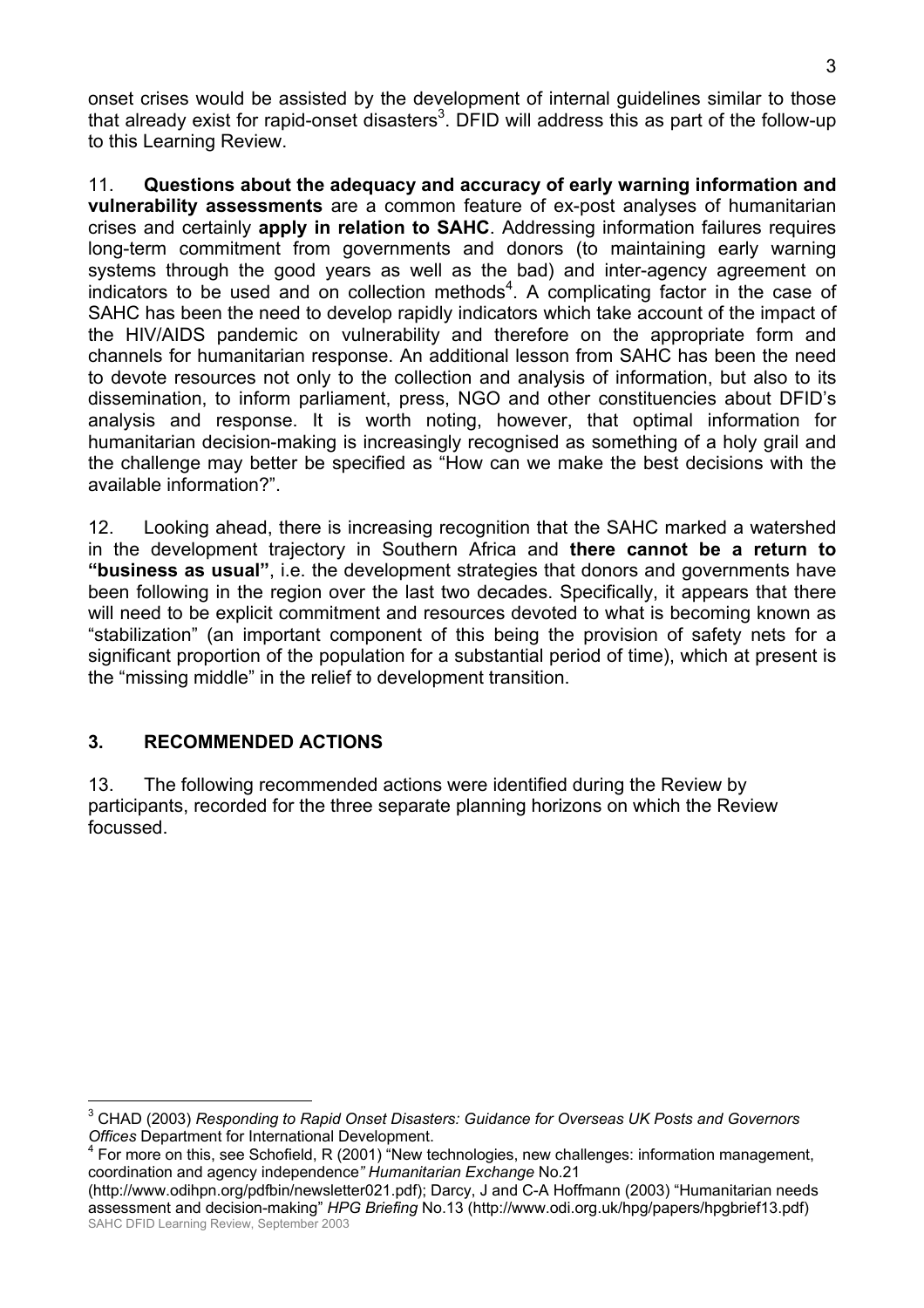onset crises would be assisted by the development of internal guidelines similar to those that already exist for rapid-onset disasters[3]. DFID will address this as part of the follow-up to this Learning Review.

11. **Questions about the adequacy and accuracy of early warning information and vulnerability assessments** are a common feature of ex-post analyses of humanitarian crises and certainly **apply in relation to SAHC**. Addressing information failures requires long-term commitment from governments and donors (to maintaining early warning systems through the good years as well as the bad) and inter-agency agreement on indicators to be used and on collection methods[4]. A complicating factor in the case of SAHC has been the need to develop rapidly indicators which take account of the impact of the HIV/AIDS pandemic on vulnerability and therefore on the appropriate form and channels for humanitarian response. An additional lesson from SAHC has been the need to devote resources not only to the collection and analysis of information, but also to its dissemination, to inform parliament, press, NGO and other constituencies about DFID's analysis and response. It is worth noting, however, that optimal information for humanitarian decision-making is increasingly recognised as something of a holy grail and the challenge may better be specified as "How can we make the best decisions with the available information?".

12. Looking ahead, there is increasing recognition that the SAHC marked a watershed in the development trajectory in Southern Africa and **there cannot be a return to "business as usual"**, i.e. the development strategies that donors and governments have been following in the region over the last two decades. Specifically, it appears that there will need to be explicit commitment and resources devoted to what is becoming known as "stabilization" (an important component of this being the provision of safety nets for a significant proportion of the population for a substantial period of time), which at present is the "missing middle" in the relief to development transition.

## 3. RECOMMENDED ACTIONS

13. The following recommended actions were identified during the Review by participants, recorded for the three separate planning horizons on which the Review focussed.

---

[3] CHAD (2003) *Responding to Rapid Onset Disasters: Guidance for Overseas UK Posts and Governors Offices* Department for International Development.

[4] For more on this, see Schofield, R (2001) "New technologies, new challenges: information management, coordination and agency independence*" Humanitarian Exchange* No.21 (http://www.odihpn.org/pdfbin/newsletter021.pdf); Darcy, J and C-A Hoffmann (2003) "Humanitarian needs assessment and decision-making" *HPG Briefing* No.13 (http://www.odi.org.uk/hpg/papers/hpgbrief13.pdf)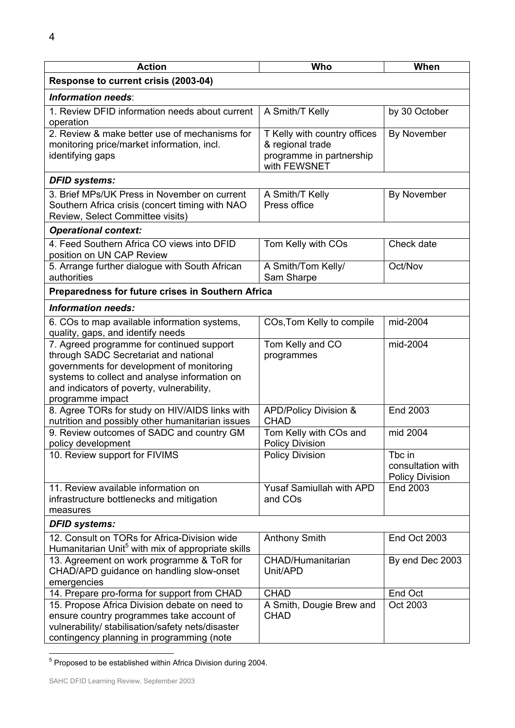| Action | Who | When |
|---|---|---|
| **Response to current crisis (2003-04)** | | |
| ***Information needs***: | | |
| 1. Review DFID information needs about current operation | A Smith/T Kelly | by 30 October |
| 2. Review & make better use of mechanisms for monitoring price/market information, incl. identifying gaps | T Kelly with country offices & regional trade programme in partnership with FEWSNET | By November |
| ***DFID systems:*** | | |
| 3. Brief MPs/UK Press in November on current Southern Africa crisis (concert timing with NAO Review, Select Committee visits) | A Smith/T Kelly Press office | By November |
| ***Operational context:*** | | |
| 4. Feed Southern Africa CO views into DFID position on UN CAP Review | Tom Kelly with COs | Check date |
| 5. Arrange further dialogue with South African authorities | A Smith/Tom Kelly/ Sam Sharpe | Oct/Nov |
| **Preparedness for future crises in Southern Africa** | | |
| ***Information needs:*** | | |
| 6. COs to map available information systems, quality, gaps, and identify needs | COs, Tom Kelly to compile | mid-2004 |
| 7. Agreed programme for continued support through SADC Secretariat and national governments for development of monitoring systems to collect and analyse information on and indicators of poverty, vulnerability, programme impact | Tom Kelly and CO programmes | mid-2004 |
| 8. Agree TORs for study on HIV/AIDS links with nutrition and possibly other humanitarian issues | APD/Policy Division & CHAD | End 2003 |
| 9. Review outcomes of SADC and country GM policy development | Tom Kelly with COs and Policy Division | mid 2004 |
| 10. Review support for FIVIMS | Policy Division | Tbc in consultation with Policy Division |
| 11. Review available information on infrastructure bottlenecks and mitigation measures | Yusaf Samiullah with APD and COs | End 2003 |
| ***DFID systems:*** | | |
| 12. Consult on TORs for Africa-Division wide Humanitarian Unit[5] with mix of appropriate skills | Anthony Smith | End Oct 2003 |
| 13. Agreement on work programme & ToR for CHAD/APD guidance on handling slow-onset emergencies | CHAD/Humanitarian Unit/APD | By end Dec 2003 |
| 14. Prepare pro-forma for support from CHAD | CHAD | End Oct |
| 15. Propose Africa Division debate on need to ensure country programmes take account of vulnerability/ stabilisation/safety nets/disaster contingency planning in programming (note | A Smith, Dougie Brew and CHAD | Oct 2003 |

[5] Proposed to be established within Africa Division during 2004.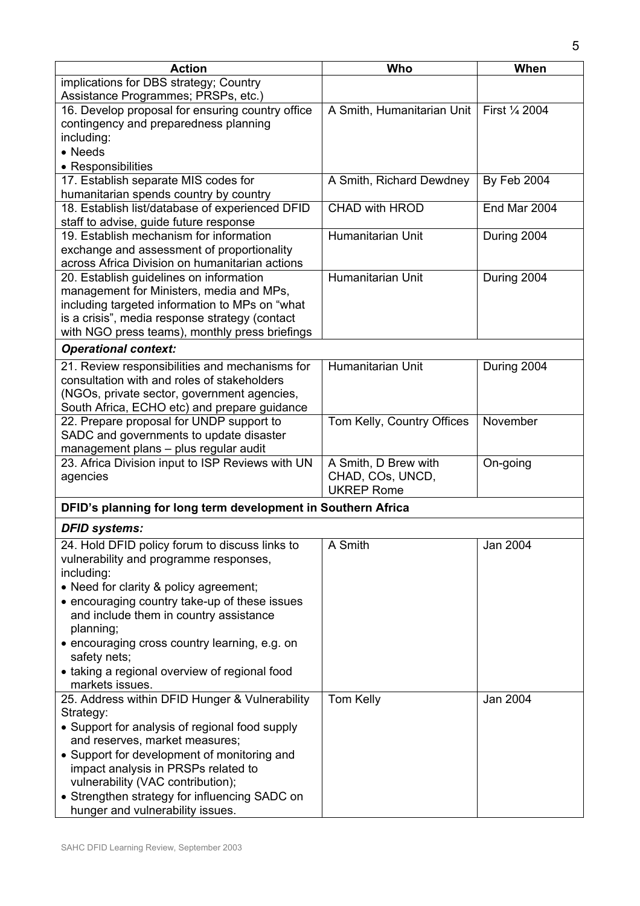| Action | Who | When |
|---|---|---|
| implications for DBS strategy; Country Assistance Programmes; PRSPs, etc.) | | |
| 16. Develop proposal for ensuring country office contingency and preparedness planning including: • Needs • Responsibilities | A Smith, Humanitarian Unit | First ¼ 2004 |
| 17. Establish separate MIS codes for humanitarian spends country by country | A Smith, Richard Dewdney | By Feb 2004 |
| 18. Establish list/database of experienced DFID staff to advise, guide future response | CHAD with HROD | End Mar 2004 |
| 19. Establish mechanism for information exchange and assessment of proportionality across Africa Division on humanitarian actions | Humanitarian Unit | During 2004 |
| 20. Establish guidelines on information management for Ministers, media and MPs, including targeted information to MPs on "what is a crisis", media response strategy (contact with NGO press teams), monthly press briefings | Humanitarian Unit | During 2004 |
| ***Operational context:*** | | |
| 21. Review responsibilities and mechanisms for consultation with and roles of stakeholders (NGOs, private sector, government agencies, South Africa, ECHO etc) and prepare guidance | Humanitarian Unit | During 2004 |
| 22. Prepare proposal for UNDP support to SADC and governments to update disaster management plans – plus regular audit | Tom Kelly, Country Offices | November |
| 23. Africa Division input to ISP Reviews with UN agencies | A Smith, D Brew with CHAD, COs, UNCD, UKREP Rome | On-going |
| **DFID's planning for long term development in Southern Africa** | | |
| ***DFID systems:*** | | |
| 24. Hold DFID policy forum to discuss links to vulnerability and programme responses, including: • Need for clarity & policy agreement; • encouraging country take-up of these issues and include them in country assistance planning; • encouraging cross country learning, e.g. on safety nets; • taking a regional overview of regional food markets issues. | A Smith | Jan 2004 |
| 25. Address within DFID Hunger & Vulnerability Strategy: • Support for analysis of regional food supply and reserves, market measures; • Support for development of monitoring and impact analysis in PRSPs related to vulnerability (VAC contribution); • Strengthen strategy for influencing SADC on hunger and vulnerability issues. | Tom Kelly | Jan 2004 |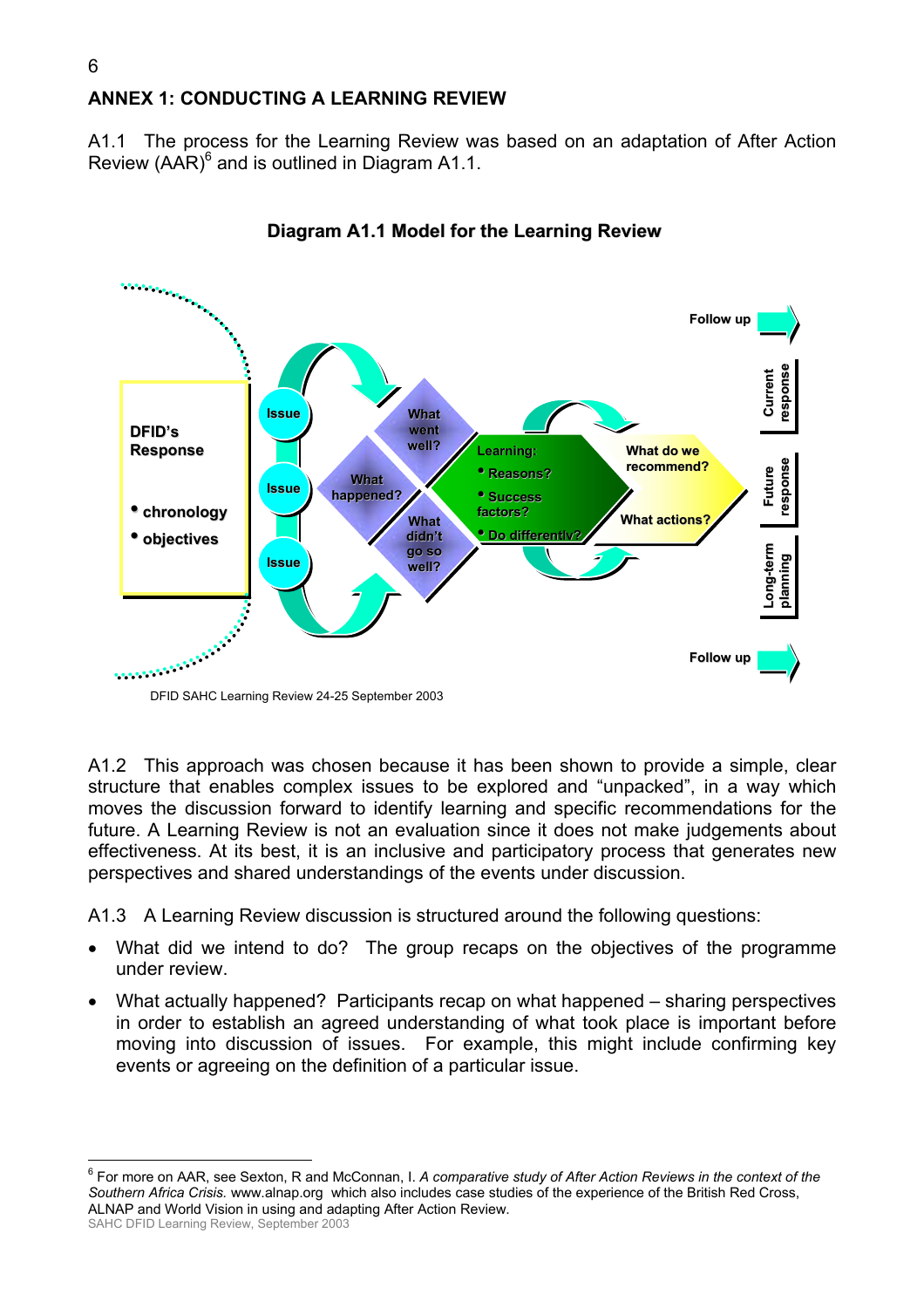## ANNEX 1: CONDUCTING A LEARNING REVIEW

A1.1 The process for the Learning Review was based on an adaptation of After Action Review (AAR)[6] and is outlined in Diagram A1.1.

**Diagram A1.1 Model for the Learning Review**

DFID's Response
- chronology
- objectives

Issue
Issue
Issue

What happened?
What went well?
What didn't go so well?

Learning:
- Reasons?
- Success factors?
- Do differently?

What do we recommend?
What actions?

Follow up
Current response
Future response
Long-term planning
Follow up

DFID SAHC Learning Review 24-25 September 2003

A1.2 This approach was chosen because it has been shown to provide a simple, clear structure that enables complex issues to be explored and "unpacked", in a way which moves the discussion forward to identify learning and specific recommendations for the future. A Learning Review is not an evaluation since it does not make judgements about effectiveness. At its best, it is an inclusive and participatory process that generates new perspectives and shared understandings of the events under discussion.

A1.3 A Learning Review discussion is structured around the following questions:

- What did we intend to do? The group recaps on the objectives of the programme under review.
- What actually happened? Participants recap on what happened – sharing perspectives in order to establish an agreed understanding of what took place is important before moving into discussion of issues. For example, this might include confirming key events or agreeing on the definition of a particular issue.

[6] For more on AAR, see Sexton, R and McConnan, I. *A comparative study of After Action Reviews in the context of the Southern Africa Crisis.* www.alnap.org which also includes case studies of the experience of the British Red Cross, ALNAP and World Vision in using and adapting After Action Review.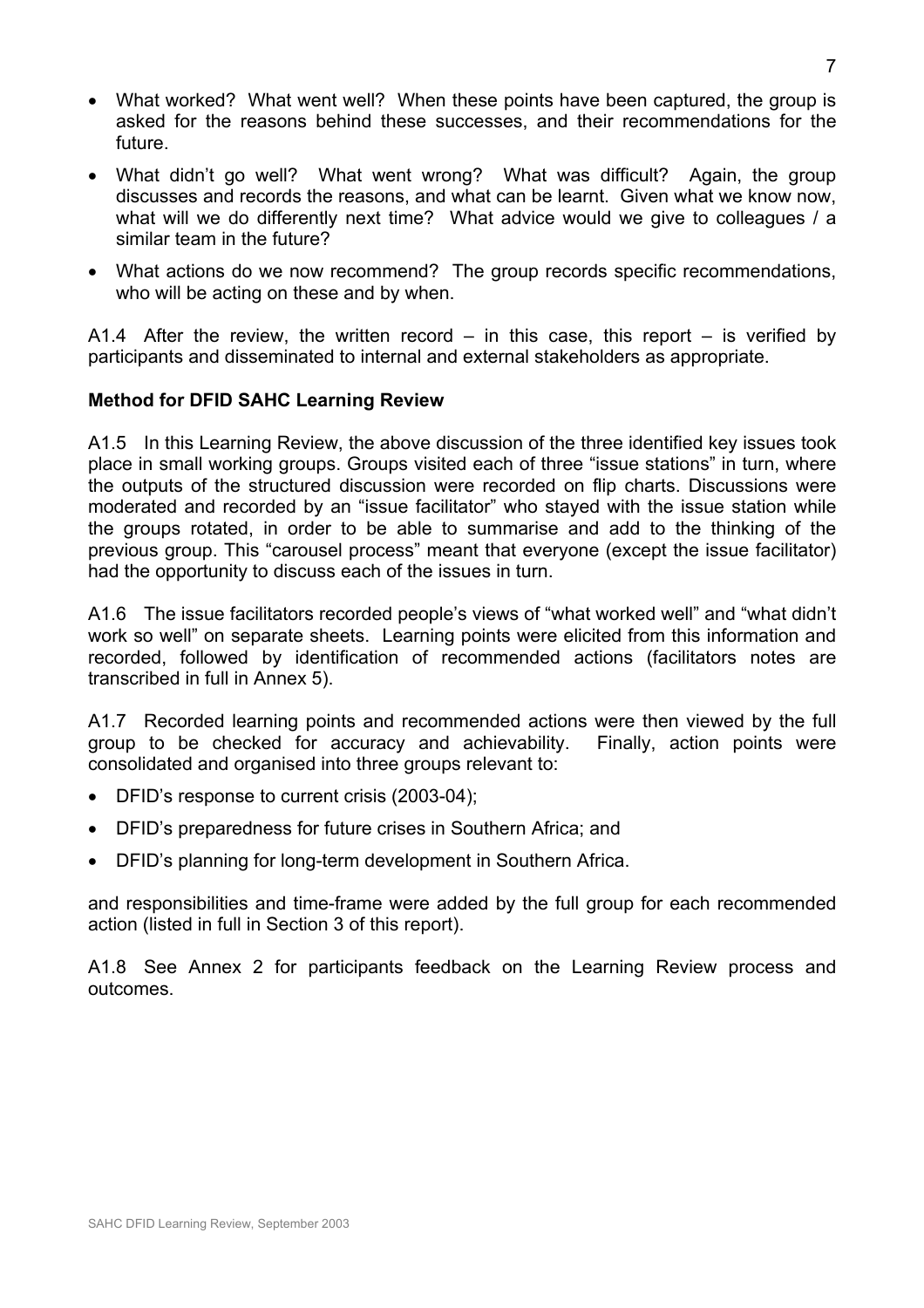- What worked? What went well? When these points have been captured, the group is asked for the reasons behind these successes, and their recommendations for the future.
- What didn't go well? What went wrong? What was difficult? Again, the group discusses and records the reasons, and what can be learnt. Given what we know now, what will we do differently next time? What advice would we give to colleagues / a similar team in the future?
- What actions do we now recommend? The group records specific recommendations, who will be acting on these and by when.

A1.4 After the review, the written record – in this case, this report – is verified by participants and disseminated to internal and external stakeholders as appropriate.

**Method for DFID SAHC Learning Review**

A1.5 In this Learning Review, the above discussion of the three identified key issues took place in small working groups. Groups visited each of three "issue stations" in turn, where the outputs of the structured discussion were recorded on flip charts. Discussions were moderated and recorded by an "issue facilitator" who stayed with the issue station while the groups rotated, in order to be able to summarise and add to the thinking of the previous group. This "carousel process" meant that everyone (except the issue facilitator) had the opportunity to discuss each of the issues in turn.

A1.6 The issue facilitators recorded people's views of "what worked well" and "what didn't work so well" on separate sheets. Learning points were elicited from this information and recorded, followed by identification of recommended actions (facilitators notes are transcribed in full in Annex 5).

A1.7 Recorded learning points and recommended actions were then viewed by the full group to be checked for accuracy and achievability. Finally, action points were consolidated and organised into three groups relevant to:

- DFID's response to current crisis (2003-04);
- DFID's preparedness for future crises in Southern Africa; and
- DFID's planning for long-term development in Southern Africa.

and responsibilities and time-frame were added by the full group for each recommended action (listed in full in Section 3 of this report).

A1.8 See Annex 2 for participants feedback on the Learning Review process and outcomes.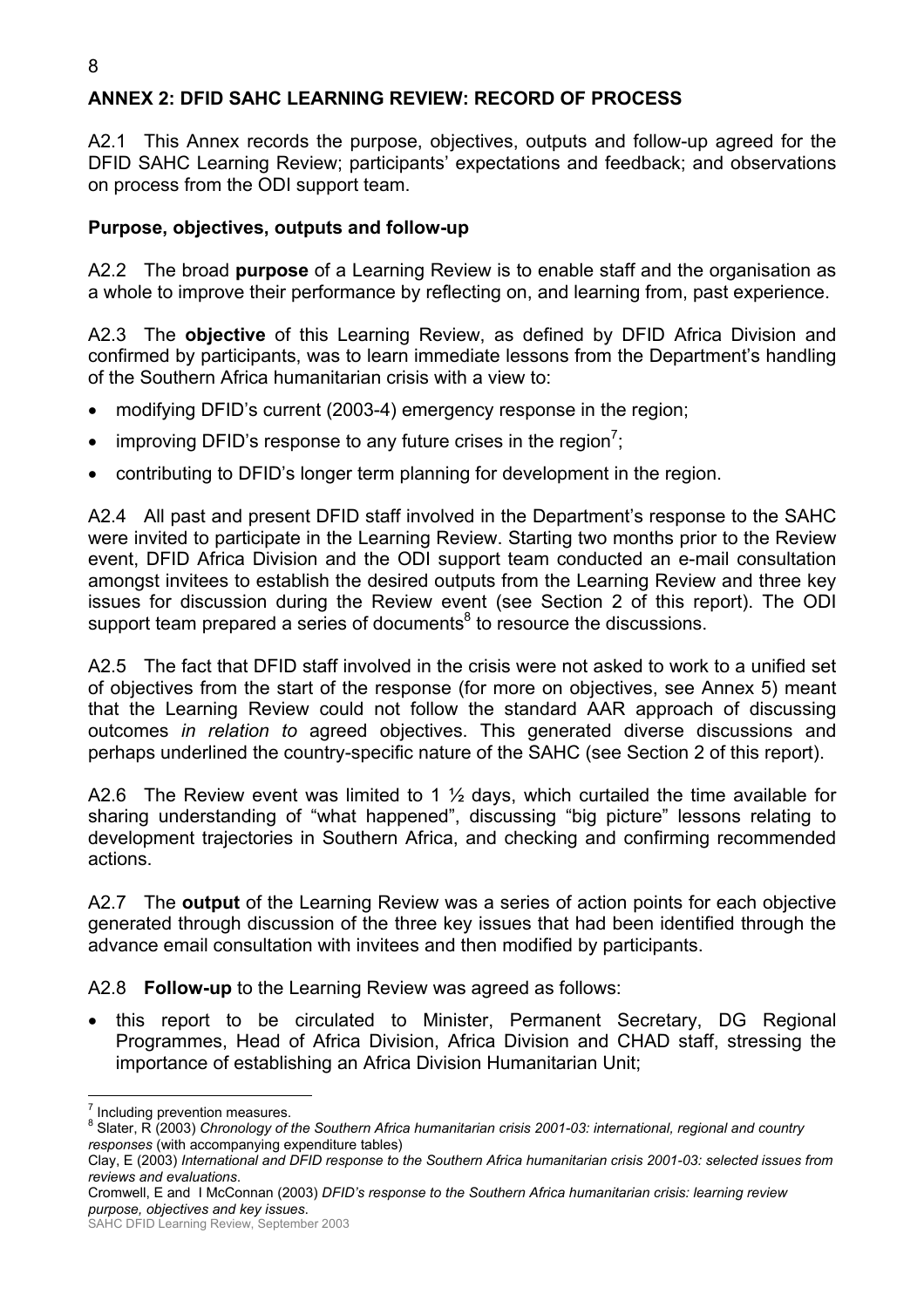## ANNEX 2: DFID SAHC LEARNING REVIEW: RECORD OF PROCESS

A2.1 This Annex records the purpose, objectives, outputs and follow-up agreed for the DFID SAHC Learning Review; participants' expectations and feedback; and observations on process from the ODI support team.

### Purpose, objectives, outputs and follow-up

A2.2 The broad **purpose** of a Learning Review is to enable staff and the organisation as a whole to improve their performance by reflecting on, and learning from, past experience.

A2.3 The **objective** of this Learning Review, as defined by DFID Africa Division and confirmed by participants, was to learn immediate lessons from the Department's handling of the Southern Africa humanitarian crisis with a view to:

- modifying DFID's current (2003-4) emergency response in the region;
- improving DFID's response to any future crises in the region[7];
- contributing to DFID's longer term planning for development in the region.

A2.4 All past and present DFID staff involved in the Department's response to the SAHC were invited to participate in the Learning Review. Starting two months prior to the Review event, DFID Africa Division and the ODI support team conducted an e-mail consultation amongst invitees to establish the desired outputs from the Learning Review and three key issues for discussion during the Review event (see Section 2 of this report). The ODI support team prepared a series of documents[8] to resource the discussions.

A2.5 The fact that DFID staff involved in the crisis were not asked to work to a unified set of objectives from the start of the response (for more on objectives, see Annex 5) meant that the Learning Review could not follow the standard AAR approach of discussing outcomes *in relation to* agreed objectives. This generated diverse discussions and perhaps underlined the country-specific nature of the SAHC (see Section 2 of this report).

A2.6 The Review event was limited to 1 ½ days, which curtailed the time available for sharing understanding of "what happened", discussing "big picture" lessons relating to development trajectories in Southern Africa, and checking and confirming recommended actions.

A2.7 The **output** of the Learning Review was a series of action points for each objective generated through discussion of the three key issues that had been identified through the advance email consultation with invitees and then modified by participants.

A2.8 **Follow-up** to the Learning Review was agreed as follows:

- this report to be circulated to Minister, Permanent Secretary, DG Regional Programmes, Head of Africa Division, Africa Division and CHAD staff, stressing the importance of establishing an Africa Division Humanitarian Unit;

---

[7] Including prevention measures.

[8] Slater, R (2003) *Chronology of the Southern Africa humanitarian crisis 2001-03: international, regional and country responses* (with accompanying expenditure tables)

Clay, E (2003) *International and DFID response to the Southern Africa humanitarian crisis 2001-03: selected issues from reviews and evaluations*.

Cromwell, E and I McConnan (2003) *DFID's response to the Southern Africa humanitarian crisis: learning review purpose, objectives and key issues*.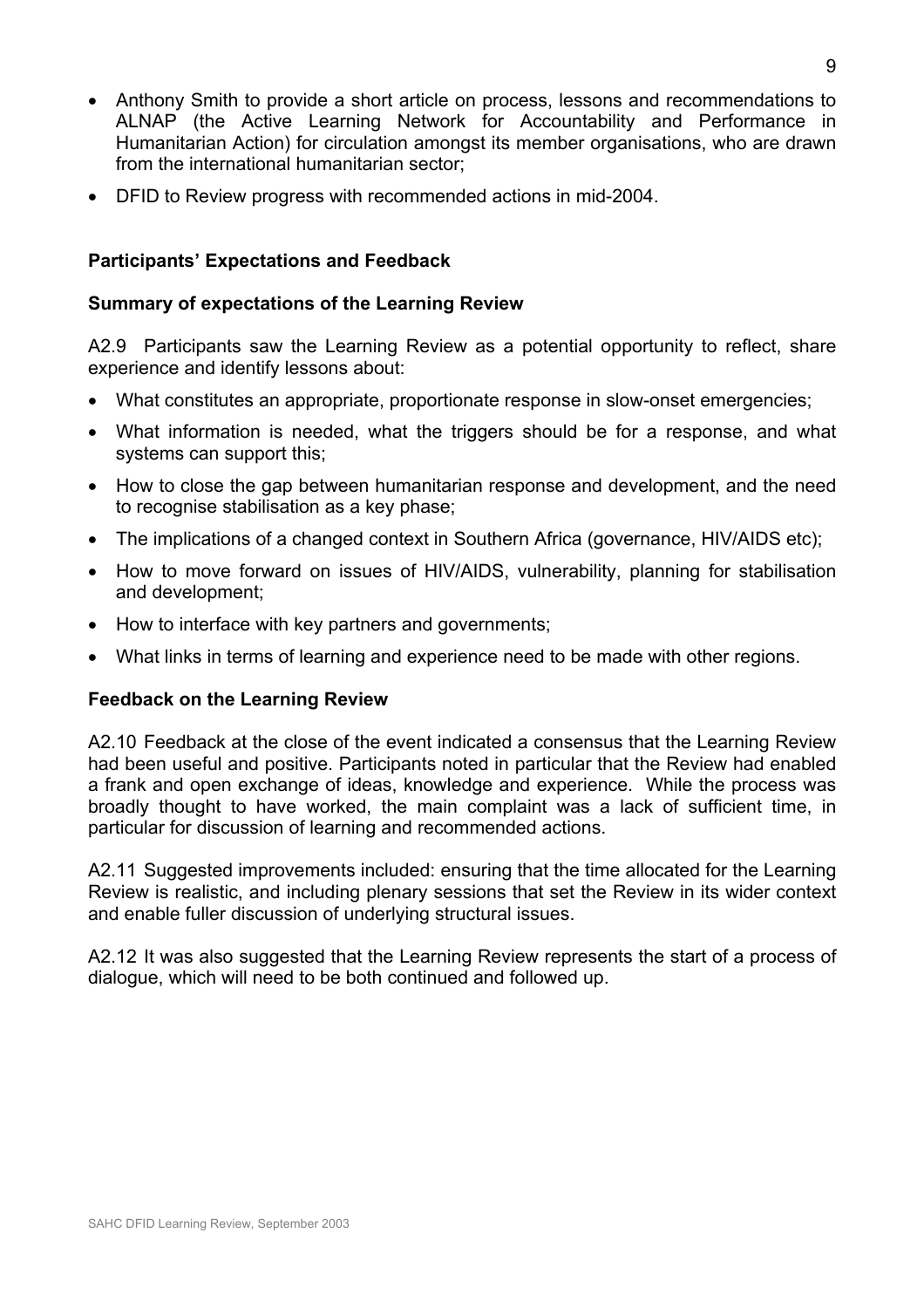- Anthony Smith to provide a short article on process, lessons and recommendations to ALNAP (the Active Learning Network for Accountability and Performance in Humanitarian Action) for circulation amongst its member organisations, who are drawn from the international humanitarian sector;
- DFID to Review progress with recommended actions in mid-2004.

### Participants' Expectations and Feedback

#### Summary of expectations of the Learning Review

A2.9 Participants saw the Learning Review as a potential opportunity to reflect, share experience and identify lessons about:

- What constitutes an appropriate, proportionate response in slow-onset emergencies;
- What information is needed, what the triggers should be for a response, and what systems can support this;
- How to close the gap between humanitarian response and development, and the need to recognise stabilisation as a key phase;
- The implications of a changed context in Southern Africa (governance, HIV/AIDS etc);
- How to move forward on issues of HIV/AIDS, vulnerability, planning for stabilisation and development;
- How to interface with key partners and governments;
- What links in terms of learning and experience need to be made with other regions.

#### Feedback on the Learning Review

A2.10 Feedback at the close of the event indicated a consensus that the Learning Review had been useful and positive. Participants noted in particular that the Review had enabled a frank and open exchange of ideas, knowledge and experience. While the process was broadly thought to have worked, the main complaint was a lack of sufficient time, in particular for discussion of learning and recommended actions.

A2.11 Suggested improvements included: ensuring that the time allocated for the Learning Review is realistic, and including plenary sessions that set the Review in its wider context and enable fuller discussion of underlying structural issues.

A2.12 It was also suggested that the Learning Review represents the start of a process of dialogue, which will need to be both continued and followed up.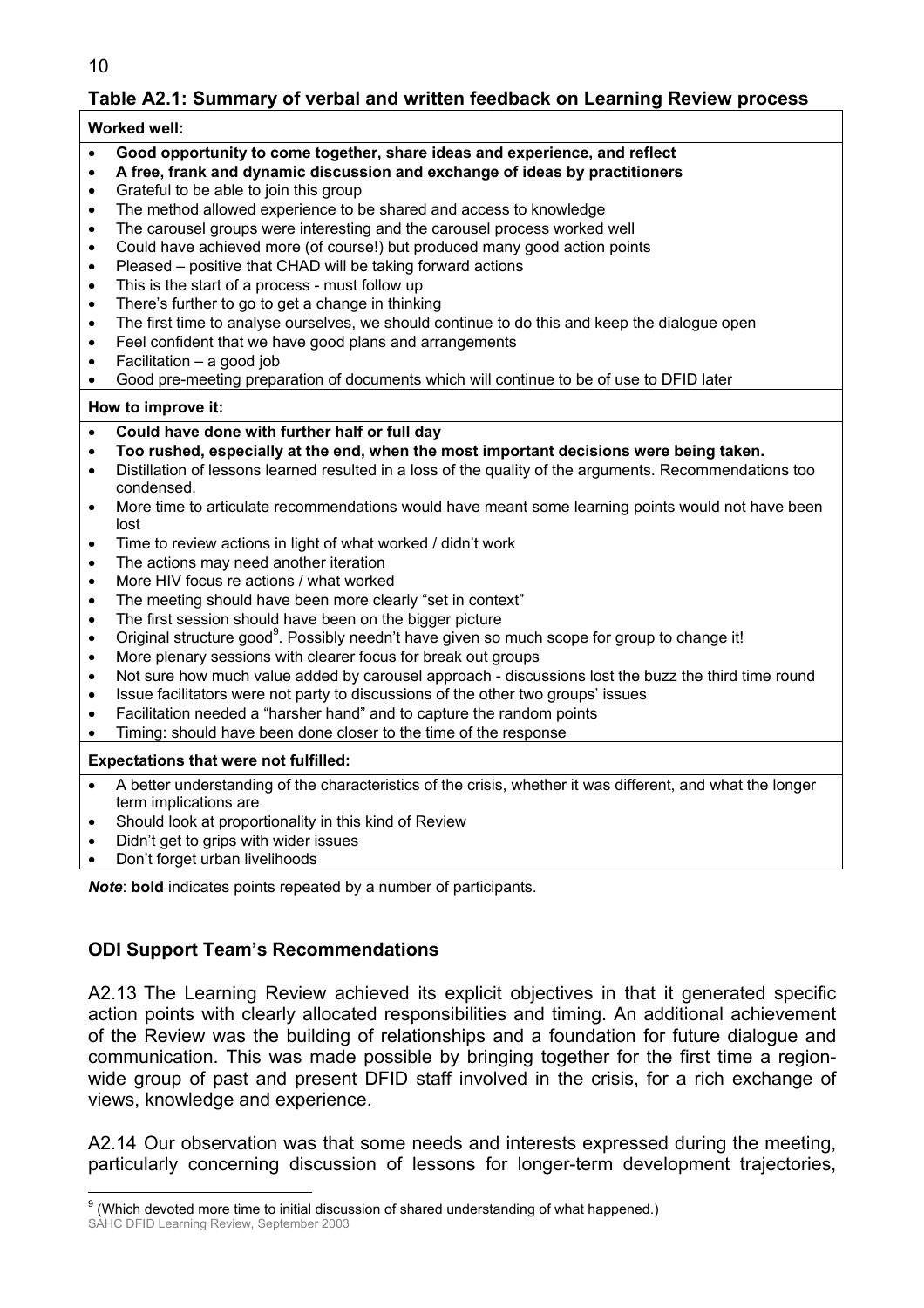### Table A2.1: Summary of verbal and written feedback on Learning Review process

| **Worked well:** |
|---|
| • **Good opportunity to come together, share ideas and experience, and reflect**<br>• **A free, frank and dynamic discussion and exchange of ideas by practitioners**<br>• Grateful to be able to join this group<br>• The method allowed experience to be shared and access to knowledge<br>• The carousel groups were interesting and the carousel process worked well<br>• Could have achieved more (of course!) but produced many good action points<br>• Pleased – positive that CHAD will be taking forward actions<br>• This is the start of a process - must follow up<br>• There's further to go to get a change in thinking<br>• The first time to analyse ourselves, we should continue to do this and keep the dialogue open<br>• Feel confident that we have good plans and arrangements<br>• Facilitation – a good job<br>• Good pre-meeting preparation of documents which will continue to be of use to DFID later |
| **How to improve it:** |
| • **Could have done with further half or full day**<br>• **Too rushed, especially at the end, when the most important decisions were being taken.**<br>• Distillation of lessons learned resulted in a loss of the quality of the arguments. Recommendations too condensed.<br>• More time to articulate recommendations would have meant some learning points would not have been lost<br>• Time to review actions in light of what worked / didn't work<br>• The actions may need another iteration<br>• More HIV focus re actions / what worked<br>• The meeting should have been more clearly "set in context"<br>• The first session should have been on the bigger picture<br>• Original structure good[9]. Possibly needn't have given so much scope for group to change it!<br>• More plenary sessions with clearer focus for break out groups<br>• Not sure how much value added by carousel approach - discussions lost the buzz the third time round<br>• Issue facilitators were not party to discussions of the other two groups' issues<br>• Facilitation needed a "harsher hand" and to capture the random points<br>• Timing: should have been done closer to the time of the response |
| **Expectations that were not fulfilled:** |
| • A better understanding of the characteristics of the crisis, whether it was different, and what the longer term implications are<br>• Should look at proportionality in this kind of Review<br>• Didn't get to grips with wider issues<br>• Don't forget urban livelihoods |

***Note***: **bold** indicates points repeated by a number of participants.

## ODI Support Team's Recommendations

A2.13 The Learning Review achieved its explicit objectives in that it generated specific action points with clearly allocated responsibilities and timing. An additional achievement of the Review was the building of relationships and a foundation for future dialogue and communication. This was made possible by bringing together for the first time a region-wide group of past and present DFID staff involved in the crisis, for a rich exchange of views, knowledge and experience.

A2.14 Our observation was that some needs and interests expressed during the meeting, particularly concerning discussion of lessons for longer-term development trajectories,

[9] (Which devoted more time to initial discussion of shared understanding of what happened.)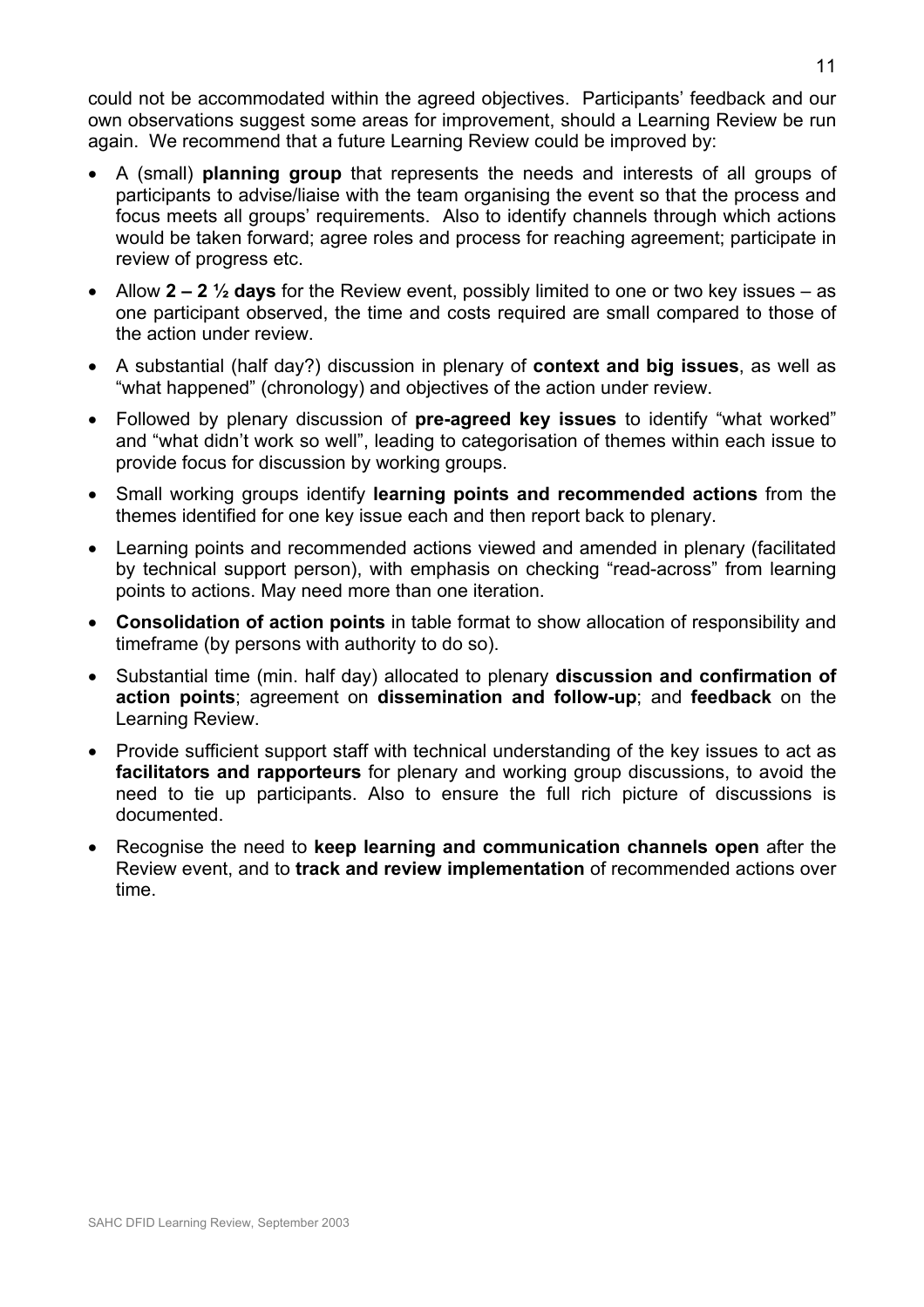could not be accommodated within the agreed objectives. Participants' feedback and our own observations suggest some areas for improvement, should a Learning Review be run again. We recommend that a future Learning Review could be improved by:

- A (small) **planning group** that represents the needs and interests of all groups of participants to advise/liaise with the team organising the event so that the process and focus meets all groups' requirements. Also to identify channels through which actions would be taken forward; agree roles and process for reaching agreement; participate in review of progress etc.
- Allow **2 – 2 ½ days** for the Review event, possibly limited to one or two key issues – as one participant observed, the time and costs required are small compared to those of the action under review.
- A substantial (half day?) discussion in plenary of **context and big issues**, as well as "what happened" (chronology) and objectives of the action under review.
- Followed by plenary discussion of **pre-agreed key issues** to identify "what worked" and "what didn't work so well", leading to categorisation of themes within each issue to provide focus for discussion by working groups.
- Small working groups identify **learning points and recommended actions** from the themes identified for one key issue each and then report back to plenary.
- Learning points and recommended actions viewed and amended in plenary (facilitated by technical support person), with emphasis on checking "read-across" from learning points to actions. May need more than one iteration.
- **Consolidation of action points** in table format to show allocation of responsibility and timeframe (by persons with authority to do so).
- Substantial time (min. half day) allocated to plenary **discussion and confirmation of action points**; agreement on **dissemination and follow-up**; and **feedback** on the Learning Review.
- Provide sufficient support staff with technical understanding of the key issues to act as **facilitators and rapporteurs** for plenary and working group discussions, to avoid the need to tie up participants. Also to ensure the full rich picture of discussions is documented.
- Recognise the need to **keep learning and communication channels open** after the Review event, and to **track and review implementation** of recommended actions over time.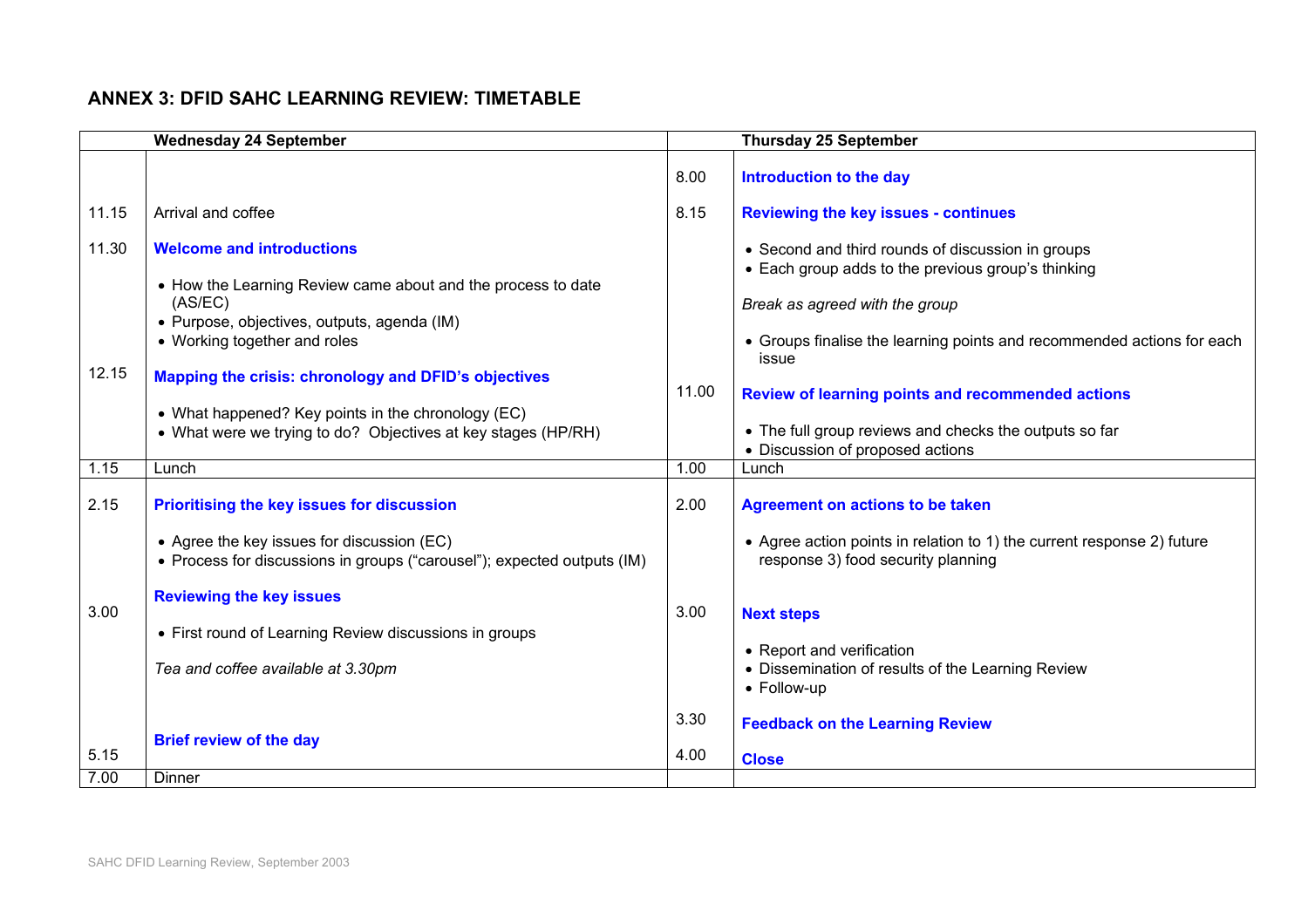## ANNEX 3: DFID SAHC LEARNING REVIEW: TIMETABLE

| | Wednesday 24 September | | Thursday 25 September |
|---|---|---|---|
| | | 8.00 | **Introduction to the day** |
| 11.15 | Arrival and coffee | 8.15 | **Reviewing the key issues - continues** |
| 11.30 | **Welcome and introductions**<br>• How the Learning Review came about and the process to date (AS/EC)<br>• Purpose, objectives, outputs, agenda (IM)<br>• Working together and roles | | • Second and third rounds of discussion in groups<br>• Each group adds to the previous group's thinking<br>*Break as agreed with the group*<br>• Groups finalise the learning points and recommended actions for each issue |
| 12.15 | **Mapping the crisis: chronology and DFID's objectives**<br>• What happened? Key points in the chronology (EC)<br>• What were we trying to do? Objectives at key stages (HP/RH) | 11.00 | **Review of learning points and recommended actions**<br>• The full group reviews and checks the outputs so far<br>• Discussion of proposed actions |
| 1.15 | Lunch | 1.00 | Lunch |
| 2.15 | **Prioritising the key issues for discussion**<br>• Agree the key issues for discussion (EC)<br>• Process for discussions in groups ("carousel"); expected outputs (IM) | 2.00 | **Agreement on actions to be taken**<br>• Agree action points in relation to 1) the current response 2) future response 3) food security planning |
| 3.00 | **Reviewing the key issues**<br>• First round of Learning Review discussions in groups<br>*Tea and coffee available at 3.30pm* | 3.00 | **Next steps**<br>• Report and verification<br>• Dissemination of results of the Learning Review<br>• Follow-up |
| | | 3.30 | **Feedback on the Learning Review** |
| 5.15 | **Brief review of the day** | 4.00 | **Close** |
| 7.00 | Dinner | | |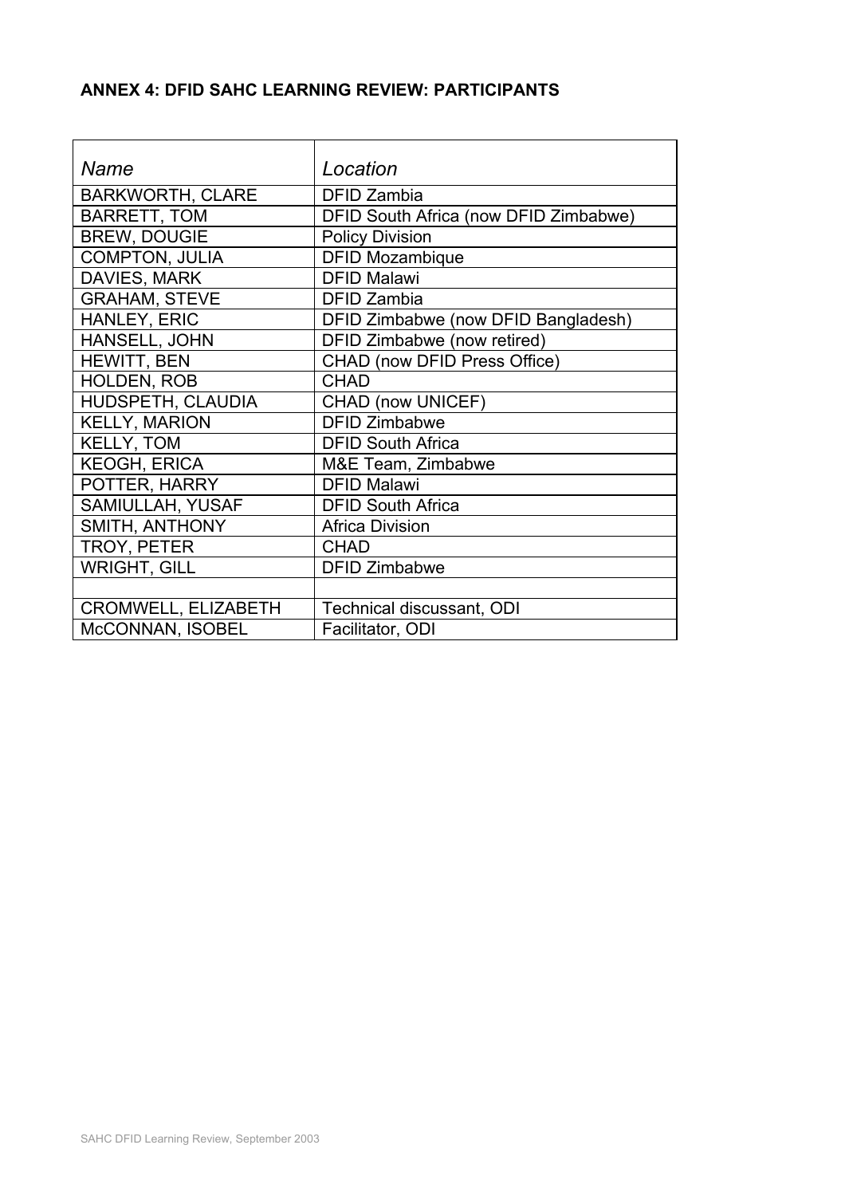**ANNEX 4: DFID SAHC LEARNING REVIEW: PARTICIPANTS**

| *Name* | *Location* |
|---|---|
| BARKWORTH, CLARE | DFID Zambia |
| BARRETT, TOM | DFID South Africa (now DFID Zimbabwe) |
| BREW, DOUGIE | Policy Division |
| COMPTON, JULIA | DFID Mozambique |
| DAVIES, MARK | DFID Malawi |
| GRAHAM, STEVE | DFID Zambia |
| HANLEY, ERIC | DFID Zimbabwe (now DFID Bangladesh) |
| HANSELL, JOHN | DFID Zimbabwe (now retired) |
| HEWITT, BEN | CHAD (now DFID Press Office) |
| HOLDEN, ROB | CHAD |
| HUDSPETH, CLAUDIA | CHAD (now UNICEF) |
| KELLY, MARION | DFID Zimbabwe |
| KELLY, TOM | DFID South Africa |
| KEOGH, ERICA | M&E Team, Zimbabwe |
| POTTER, HARRY | DFID Malawi |
| SAMIULLAH, YUSAF | DFID South Africa |
| SMITH, ANTHONY | Africa Division |
| TROY, PETER | CHAD |
| WRIGHT, GILL | DFID Zimbabwe |
| | |
| CROMWELL, ELIZABETH | Technical discussant, ODI |
| McCONNAN, ISOBEL | Facilitator, ODI |